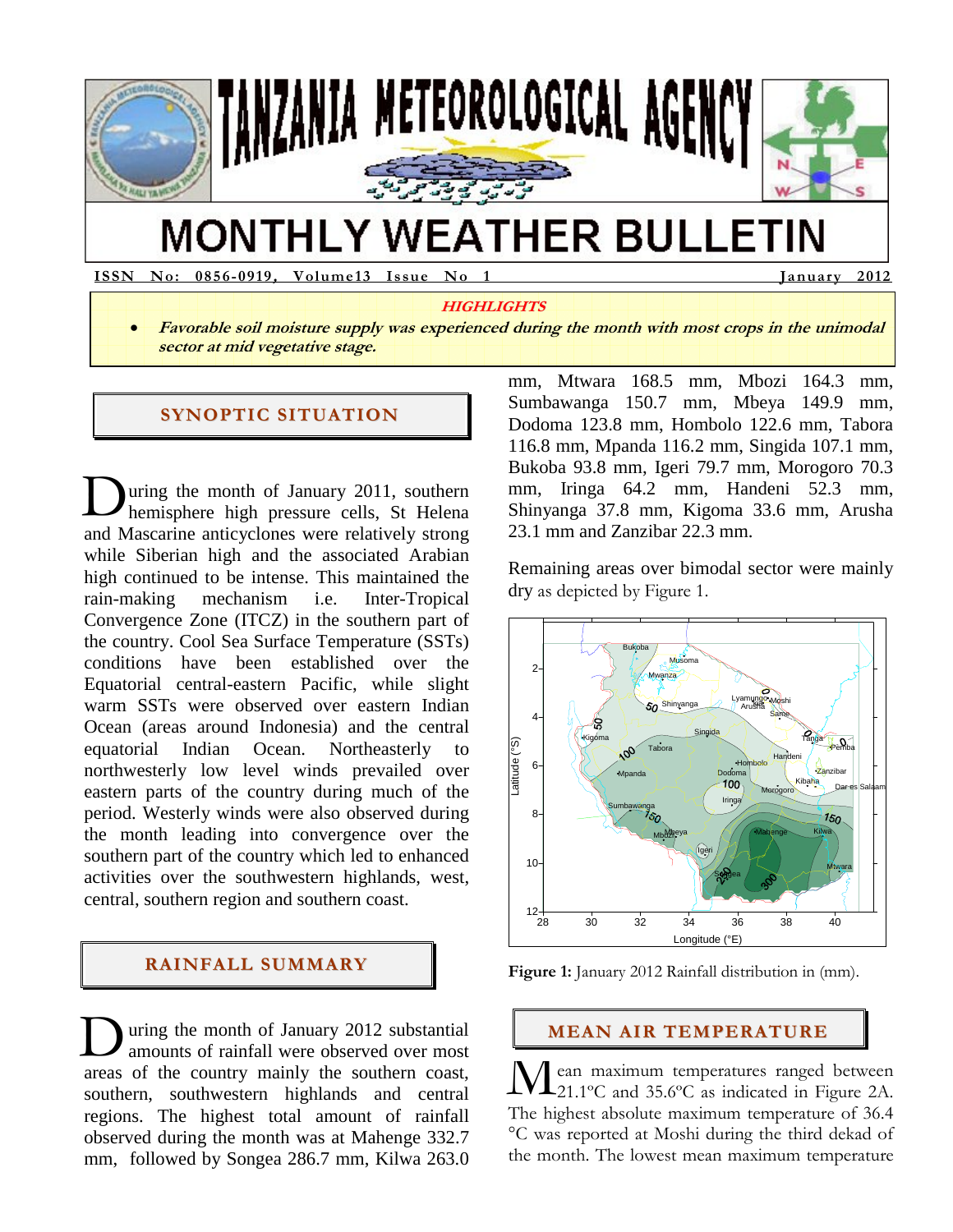# TANZANIA METEOROLOGICAL AGENCY

# MONTHLY WEATHER BULLETIN

**ISSN No: 0856-0919, Volume13 Issue No 1** **January 2012**

***HIGHLIGHTS***

- ***Favorable soil moisture supply was experienced during the month with most crops in the unimodal sector at mid vegetative stage.***

## SYNOPTIC SITUATION

During the month of January 2011, southern hemisphere high pressure cells, St Helena and Mascarine anticyclones were relatively strong while Siberian high and the associated Arabian high continued to be intense. This maintained the rain-making mechanism i.e. Inter-Tropical Convergence Zone (ITCZ) in the southern part of the country. Cool Sea Surface Temperature (SSTs) conditions have been established over the Equatorial central-eastern Pacific, while slight warm SSTs were observed over eastern Indian Ocean (areas around Indonesia) and the central equatorial Indian Ocean. Northeasterly to northwesterly low level winds prevailed over eastern parts of the country during much of the period. Westerly winds were also observed during the month leading into convergence over the southern part of the country which led to enhanced activities over the southwestern highlands, west, central, southern region and southern coast.

## RAINFALL SUMMARY

During the month of January 2012 substantial amounts of rainfall were observed over most areas of the country mainly the southern coast, southern, southwestern highlands and central regions. The highest total amount of rainfall observed during the month was at Mahenge 332.7 mm, followed by Songea 286.7 mm, Kilwa 263.0 mm, Mtwara 168.5 mm, Mbozi 164.3 mm, Sumbawanga 150.7 mm, Mbeya 149.9 mm, Dodoma 123.8 mm, Hombolo 122.6 mm, Tabora 116.8 mm, Mpanda 116.2 mm, Singida 107.1 mm, Bukoba 93.8 mm, Igeri 79.7 mm, Morogoro 70.3 mm, Iringa 64.2 mm, Handeni 52.3 mm, Shinyanga 37.8 mm, Kigoma 33.6 mm, Arusha 23.1 mm and Zanzibar 22.3 mm.

Remaining areas over bimodal sector were mainly dry as depicted by Figure 1.

**Figure 1:** January 2012 Rainfall distribution in (mm).

## MEAN AIR TEMPERATURE

Mean maximum temperatures ranged between 21.1ºC and 35.6ºC as indicated in Figure 2A. The highest absolute maximum temperature of 36.4 °C was reported at Moshi during the third dekad of the month. The lowest mean maximum temperature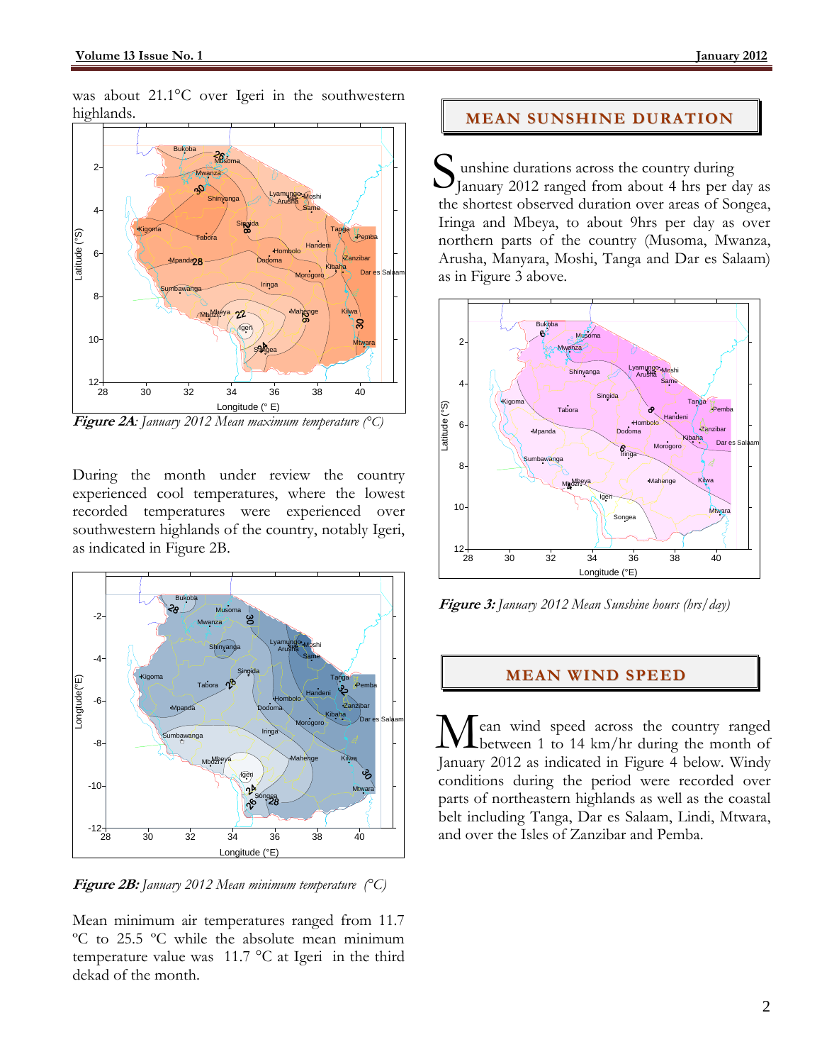was about 21.1°C over Igeri in the southwestern highlands.

*Figure 2A: January 2012 Mean maximum temperature (°C)*

During the month under review the country experienced cool temperatures, where the lowest recorded temperatures were experienced over southwestern highlands of the country, notably Igeri, as indicated in Figure 2B.

*Figure 2B: January 2012 Mean minimum temperature (°C)*

Mean minimum air temperatures ranged from 11.7 ºC to 25.5 ºC while the absolute mean minimum temperature value was 11.7 °C at Igeri in the third dekad of the month.

## MEAN SUNSHINE DURATION

Sunshine durations across the country during January 2012 ranged from about 4 hrs per day as the shortest observed duration over areas of Songea, Iringa and Mbeya, to about 9hrs per day as over northern parts of the country (Musoma, Mwanza, Arusha, Manyara, Moshi, Tanga and Dar es Salaam) as in Figure 3 above.

*Figure 3: January 2012 Mean Sunshine hours (hrs/day)*

## MEAN WIND SPEED

Mean wind speed across the country ranged between 1 to 14 km/hr during the month of January 2012 as indicated in Figure 4 below. Windy conditions during the period were recorded over parts of northeastern highlands as well as the coastal belt including Tanga, Dar es Salaam, Lindi, Mtwara, and over the Isles of Zanzibar and Pemba.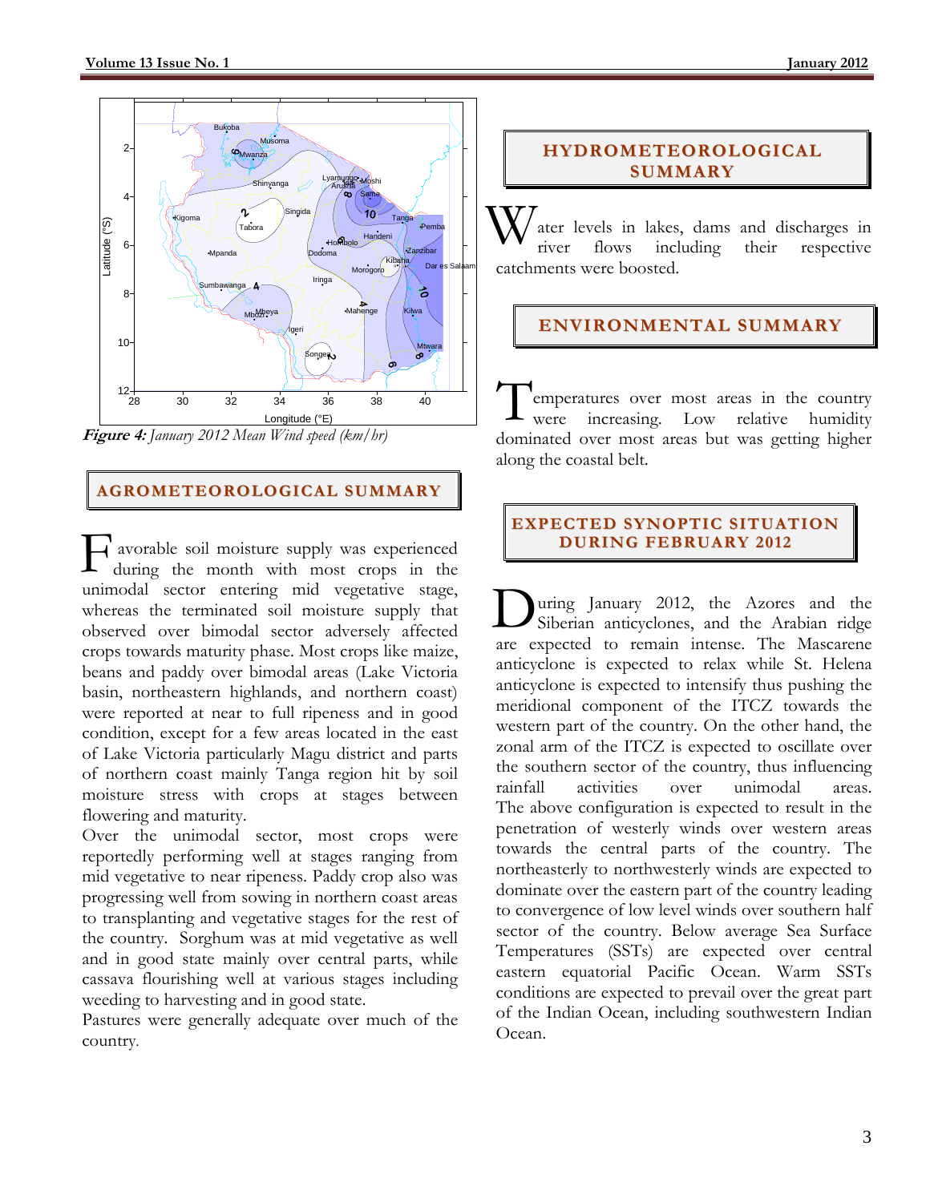*Figure 4: January 2012 Mean Wind speed (km/hr)*

## AGROMETEOROLOGICAL SUMMARY

Favorable soil moisture supply was experienced during the month with most crops in the unimodal sector entering mid vegetative stage, whereas the terminated soil moisture supply that observed over bimodal sector adversely affected crops towards maturity phase. Most crops like maize, beans and paddy over bimodal areas (Lake Victoria basin, northeastern highlands, and northern coast) were reported at near to full ripeness and in good condition, except for a few areas located in the east of Lake Victoria particularly Magu district and parts of northern coast mainly Tanga region hit by soil moisture stress with crops at stages between flowering and maturity.

Over the unimodal sector, most crops were reportedly performing well at stages ranging from mid vegetative to near ripeness. Paddy crop also was progressing well from sowing in northern coast areas to transplanting and vegetative stages for the rest of the country. Sorghum was at mid vegetative as well and in good state mainly over central parts, while cassava flourishing well at various stages including weeding to harvesting and in good state.

Pastures were generally adequate over much of the country.

## HYDROMETEOROLOGICAL SUMMARY

Water levels in lakes, dams and discharges in river flows including their respective catchments were boosted.

## ENVIRONMENTAL SUMMARY

Temperatures over most areas in the country were increasing. Low relative humidity dominated over most areas but was getting higher along the coastal belt.

## EXPECTED SYNOPTIC SITUATION DURING FEBRUARY 2012

During January 2012, the Azores and the Siberian anticyclones, and the Arabian ridge are expected to remain intense. The Mascarene anticyclone is expected to relax while St. Helena anticyclone is expected to intensify thus pushing the meridional component of the ITCZ towards the western part of the country. On the other hand, the zonal arm of the ITCZ is expected to oscillate over the southern sector of the country, thus influencing rainfall activities over unimodal areas. The above configuration is expected to result in the penetration of westerly winds over western areas towards the central parts of the country. The northeasterly to northwesterly winds are expected to dominate over the eastern part of the country leading to convergence of low level winds over southern half sector of the country. Below average Sea Surface Temperatures (SSTs) are expected over central eastern equatorial Pacific Ocean. Warm SSTs conditions are expected to prevail over the great part of the Indian Ocean, including southwestern Indian Ocean.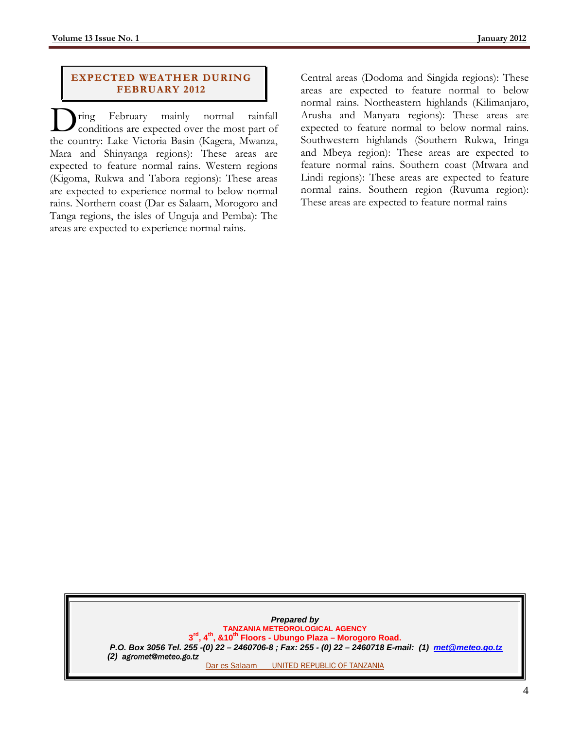## EXPECTED WEATHER DURING FEBRUARY 2012

During February mainly normal rainfall conditions are expected over the most part of the country: Lake Victoria Basin (Kagera, Mwanza, Mara and Shinyanga regions): These areas are expected to feature normal rains. Western regions (Kigoma, Rukwa and Tabora regions): These areas are expected to experience normal to below normal rains. Northern coast (Dar es Salaam, Morogoro and Tanga regions, the isles of Unguja and Pemba): The areas are expected to experience normal rains. Central areas (Dodoma and Singida regions): These areas are expected to feature normal to below normal rains. Northeastern highlands (Kilimanjaro, Arusha and Manyara regions): These areas are expected to feature normal to below normal rains. Southwestern highlands (Southern Rukwa, Iringa and Mbeya region): These areas are expected to feature normal rains. Southern coast (Mtwara and Lindi regions): These areas are expected to feature normal rains. Southern region (Ruvuma region): These areas are expected to feature normal rains

***Prepared by***

**TANZANIA METEOROLOGICAL AGENCY**

**3rd, 4th, &10th Floors - Ubungo Plaza – Morogoro Road.**

***P.O. Box 3056 Tel. 255 -(0) 22 – 2460706-8 ; Fax: 255 - (0) 22 – 2460718 E-mail: (1) met@meteo.go.tz***

***(2)** agromet@meteo.go.tz*

Dar es Salaam UNITED REPUBLIC OF TANZANIA